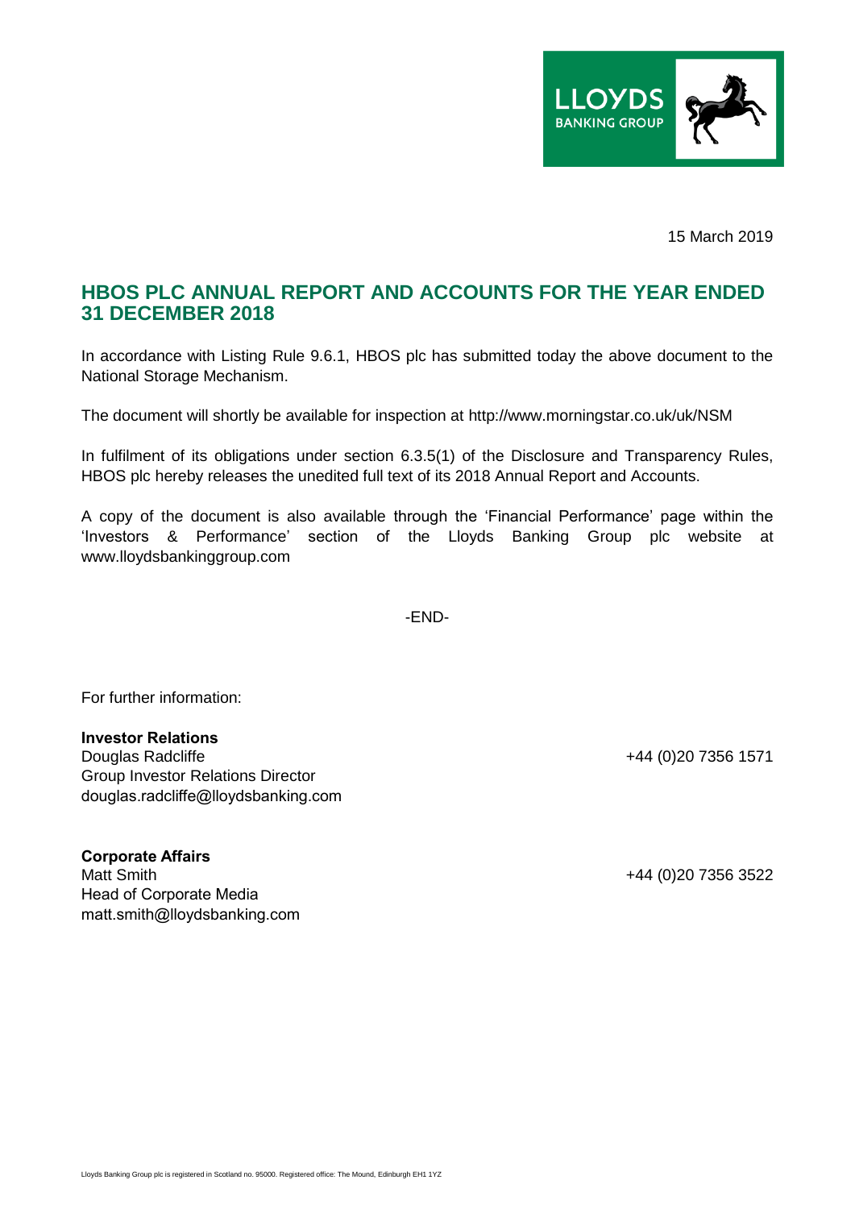15 March 2019

## HBOS PLC ANNUAL REPORT AND ACCOUNTS FOR THE YEAR ENDED 31 DECEMBER 2018

In accordance with Listing Rule 9.6.1, HBOS plc has submitted today the above document to the National Storage Mechanism.

The document will shortly be available for inspection at http://www.morningstar.co.uk/uk/NSM

In fulfilment of its obligations under section 6.3.5(1) of the Disclosure and Transparency Rules, HBOS plc hereby releases the unedited full text of its 2018 Annual Report and Accounts.

A copy of the document is also available through the 'Financial Performance' page within the 'Investors & Performance' section of the Lloyds Banking Group plc website at www.lloydsbankinggroup.com

-END-

For further information:

**Investor Relations**
Douglas Radcliffe — +44 (0)20 7356 1571
Group Investor Relations Director
douglas.radcliffe@lloydsbanking.com

**Corporate Affairs**
Matt Smith — +44 (0)20 7356 3522
Head of Corporate Media
matt.smith@lloydsbanking.com

Lloyds Banking Group plc is registered in Scotland no. 95000. Registered office: The Mound, Edinburgh EH1 1YZ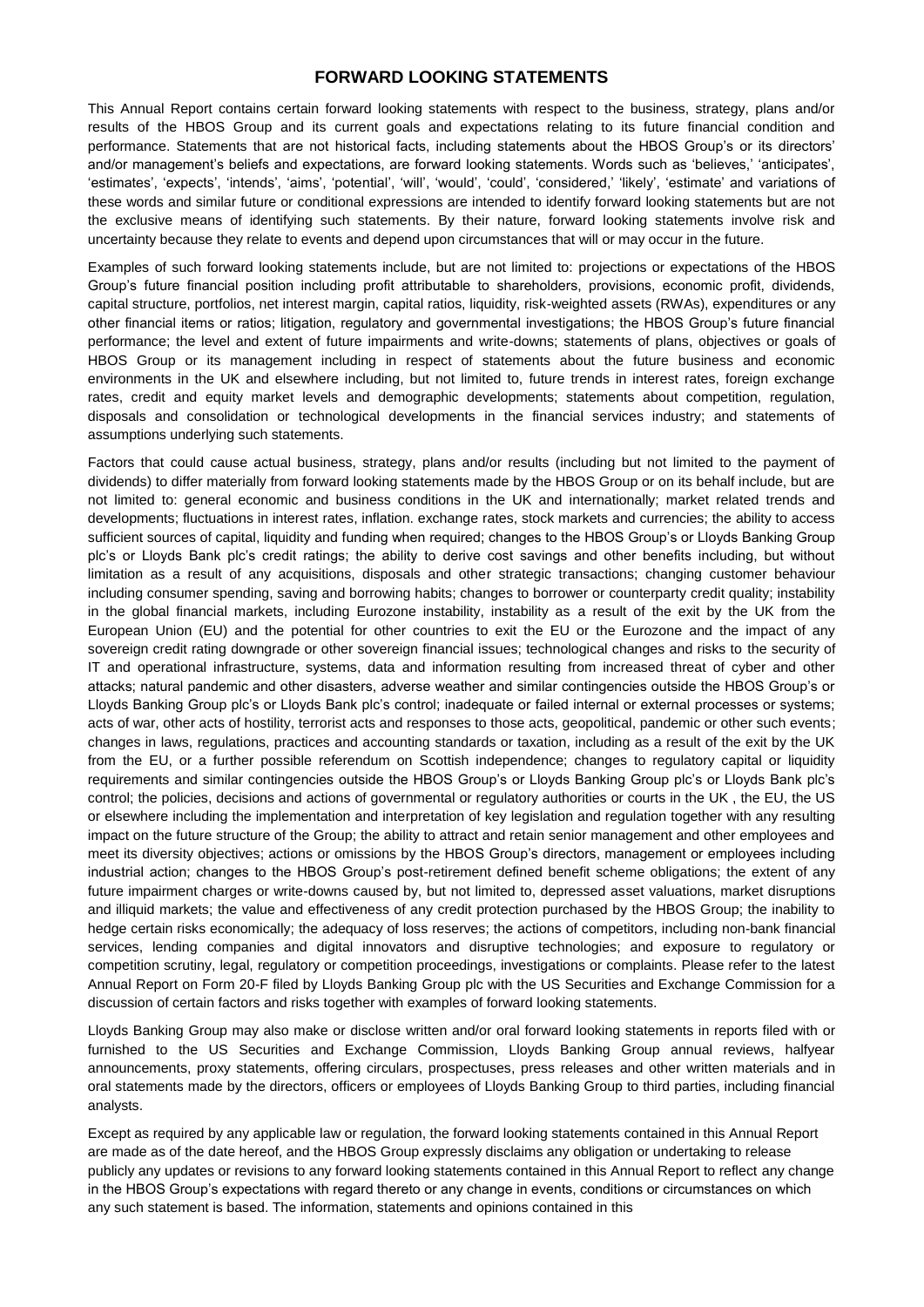# FORWARD LOOKING STATEMENTS

This Annual Report contains certain forward looking statements with respect to the business, strategy, plans and/or results of the HBOS Group and its current goals and expectations relating to its future financial condition and performance. Statements that are not historical facts, including statements about the HBOS Group's or its directors' and/or management's beliefs and expectations, are forward looking statements. Words such as 'believes,' 'anticipates', 'estimates', 'expects', 'intends', 'aims', 'potential', 'will', 'would', 'could', 'considered,' 'likely', 'estimate' and variations of these words and similar future or conditional expressions are intended to identify forward looking statements but are not the exclusive means of identifying such statements. By their nature, forward looking statements involve risk and uncertainty because they relate to events and depend upon circumstances that will or may occur in the future.

Examples of such forward looking statements include, but are not limited to: projections or expectations of the HBOS Group's future financial position including profit attributable to shareholders, provisions, economic profit, dividends, capital structure, portfolios, net interest margin, capital ratios, liquidity, risk-weighted assets (RWAs), expenditures or any other financial items or ratios; litigation, regulatory and governmental investigations; the HBOS Group's future financial performance; the level and extent of future impairments and write-downs; statements of plans, objectives or goals of HBOS Group or its management including in respect of statements about the future business and economic environments in the UK and elsewhere including, but not limited to, future trends in interest rates, foreign exchange rates, credit and equity market levels and demographic developments; statements about competition, regulation, disposals and consolidation or technological developments in the financial services industry; and statements of assumptions underlying such statements.

Factors that could cause actual business, strategy, plans and/or results (including but not limited to the payment of dividends) to differ materially from forward looking statements made by the HBOS Group or on its behalf include, but are not limited to: general economic and business conditions in the UK and internationally; market related trends and developments; fluctuations in interest rates, inflation. exchange rates, stock markets and currencies; the ability to access sufficient sources of capital, liquidity and funding when required; changes to the HBOS Group's or Lloyds Banking Group plc's or Lloyds Bank plc's credit ratings; the ability to derive cost savings and other benefits including, but without limitation as a result of any acquisitions, disposals and other strategic transactions; changing customer behaviour including consumer spending, saving and borrowing habits; changes to borrower or counterparty credit quality; instability in the global financial markets, including Eurozone instability, instability as a result of the exit by the UK from the European Union (EU) and the potential for other countries to exit the EU or the Eurozone and the impact of any sovereign credit rating downgrade or other sovereign financial issues; technological changes and risks to the security of IT and operational infrastructure, systems, data and information resulting from increased threat of cyber and other attacks; natural pandemic and other disasters, adverse weather and similar contingencies outside the HBOS Group's or Lloyds Banking Group plc's or Lloyds Bank plc's control; inadequate or failed internal or external processes or systems; acts of war, other acts of hostility, terrorist acts and responses to those acts, geopolitical, pandemic or other such events; changes in laws, regulations, practices and accounting standards or taxation, including as a result of the exit by the UK from the EU, or a further possible referendum on Scottish independence; changes to regulatory capital or liquidity requirements and similar contingencies outside the HBOS Group's or Lloyds Banking Group plc's or Lloyds Bank plc's control; the policies, decisions and actions of governmental or regulatory authorities or courts in the UK , the EU, the US or elsewhere including the implementation and interpretation of key legislation and regulation together with any resulting impact on the future structure of the Group; the ability to attract and retain senior management and other employees and meet its diversity objectives; actions or omissions by the HBOS Group's directors, management or employees including industrial action; changes to the HBOS Group's post-retirement defined benefit scheme obligations; the extent of any future impairment charges or write-downs caused by, but not limited to, depressed asset valuations, market disruptions and illiquid markets; the value and effectiveness of any credit protection purchased by the HBOS Group; the inability to hedge certain risks economically; the adequacy of loss reserves; the actions of competitors, including non-bank financial services, lending companies and digital innovators and disruptive technologies; and exposure to regulatory or competition scrutiny, legal, regulatory or competition proceedings, investigations or complaints. Please refer to the latest Annual Report on Form 20-F filed by Lloyds Banking Group plc with the US Securities and Exchange Commission for a discussion of certain factors and risks together with examples of forward looking statements.

Lloyds Banking Group may also make or disclose written and/or oral forward looking statements in reports filed with or furnished to the US Securities and Exchange Commission, Lloyds Banking Group annual reviews, halfyear announcements, proxy statements, offering circulars, prospectuses, press releases and other written materials and in oral statements made by the directors, officers or employees of Lloyds Banking Group to third parties, including financial analysts.

Except as required by any applicable law or regulation, the forward looking statements contained in this Annual Report are made as of the date hereof, and the HBOS Group expressly disclaims any obligation or undertaking to release publicly any updates or revisions to any forward looking statements contained in this Annual Report to reflect any change in the HBOS Group's expectations with regard thereto or any change in events, conditions or circumstances on which any such statement is based. The information, statements and opinions contained in this